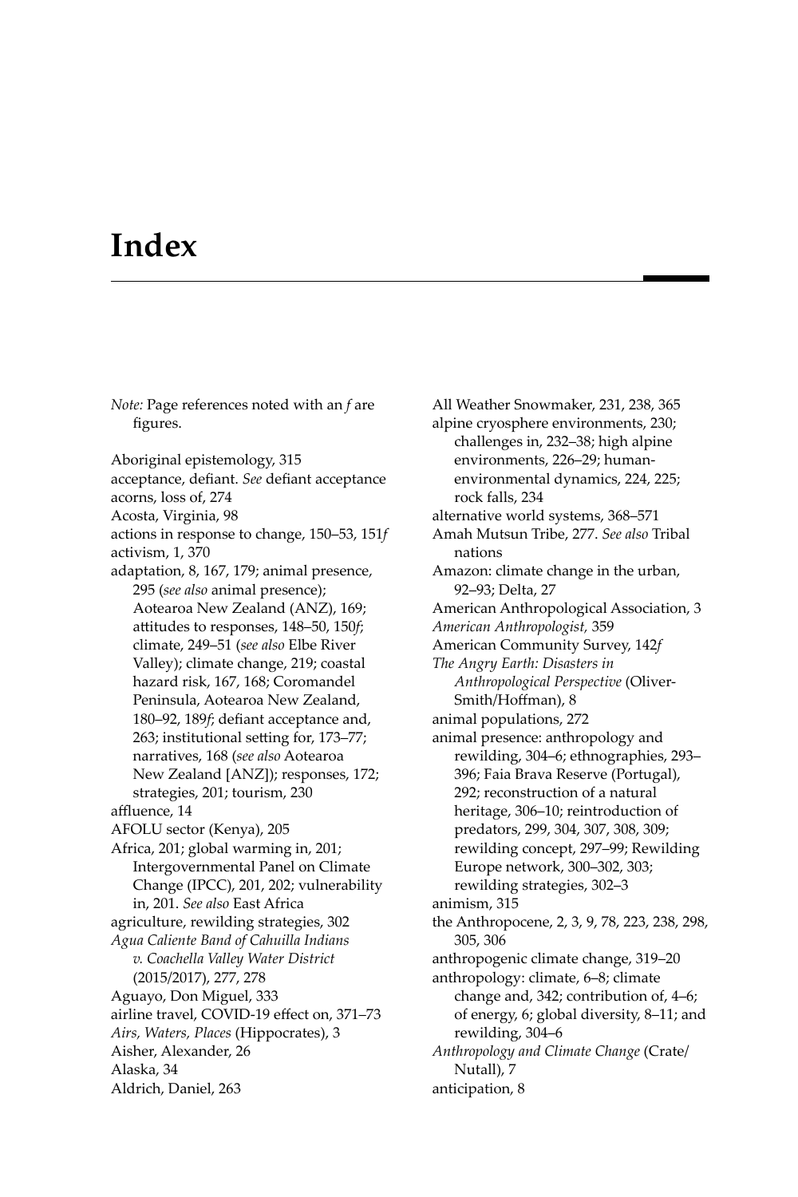# Index

*Note:* Page references noted with an *f* are figures.

Aboriginal epistemology, 315
acceptance, defiant. *See* defiant acceptance
acorns, loss of, 274
Acosta, Virginia, 98
actions in response to change, 150–53, 151*f*
activism, 1, 370
adaptation, 8, 167, 179; animal presence, 295 (*see also* animal presence); Aotearoa New Zealand (ANZ), 169; attitudes to responses, 148–50, 150*f*; climate, 249–51 (*see also* Elbe River Valley); climate change, 219; coastal hazard risk, 167, 168; Coromandel Peninsula, Aotearoa New Zealand, 180–92, 189*f*; defiant acceptance and, 263; institutional setting for, 173–77; narratives, 168 (*see also* Aotearoa New Zealand [ANZ]); responses, 172; strategies, 201; tourism, 230
affluence, 14
AFOLU sector (Kenya), 205
Africa, 201; global warming in, 201; Intergovernmental Panel on Climate Change (IPCC), 201, 202; vulnerability in, 201. *See also* East Africa
agriculture, rewilding strategies, 302
*Agua Caliente Band of Cahuilla Indians v. Coachella Valley Water District* (2015/2017), 277, 278
Aguayo, Don Miguel, 333
airline travel, COVID-19 effect on, 371–73
*Airs, Waters, Places* (Hippocrates), 3
Aisher, Alexander, 26
Alaska, 34
Aldrich, Daniel, 263
All Weather Snowmaker, 231, 238, 365
alpine cryosphere environments, 230; challenges in, 232–38; high alpine environments, 226–29; human-environmental dynamics, 224, 225; rock falls, 234
alternative world systems, 368–571
Amah Mutsun Tribe, 277. *See also* Tribal nations
Amazon: climate change in the urban, 92–93; Delta, 27
American Anthropological Association, 3
*American Anthropologist,* 359
American Community Survey, 142*f*
*The Angry Earth: Disasters in Anthropological Perspective* (Oliver-Smith/Hoffman), 8
animal populations, 272
animal presence: anthropology and rewilding, 304–6; ethnographies, 293–396; Faia Brava Reserve (Portugal), 292; reconstruction of a natural heritage, 306–10; reintroduction of predators, 299, 304, 307, 308, 309; rewilding concept, 297–99; Rewilding Europe network, 300–302, 303; rewilding strategies, 302–3
animism, 315
the Anthropocene, 2, 3, 9, 78, 223, 238, 298, 305, 306
anthropogenic climate change, 319–20
anthropology: climate, 6–8; climate change and, 342; contribution of, 4–6; of energy, 6; global diversity, 8–11; and rewilding, 304–6
*Anthropology and Climate Change* (Crate/Nutall), 7
anticipation, 8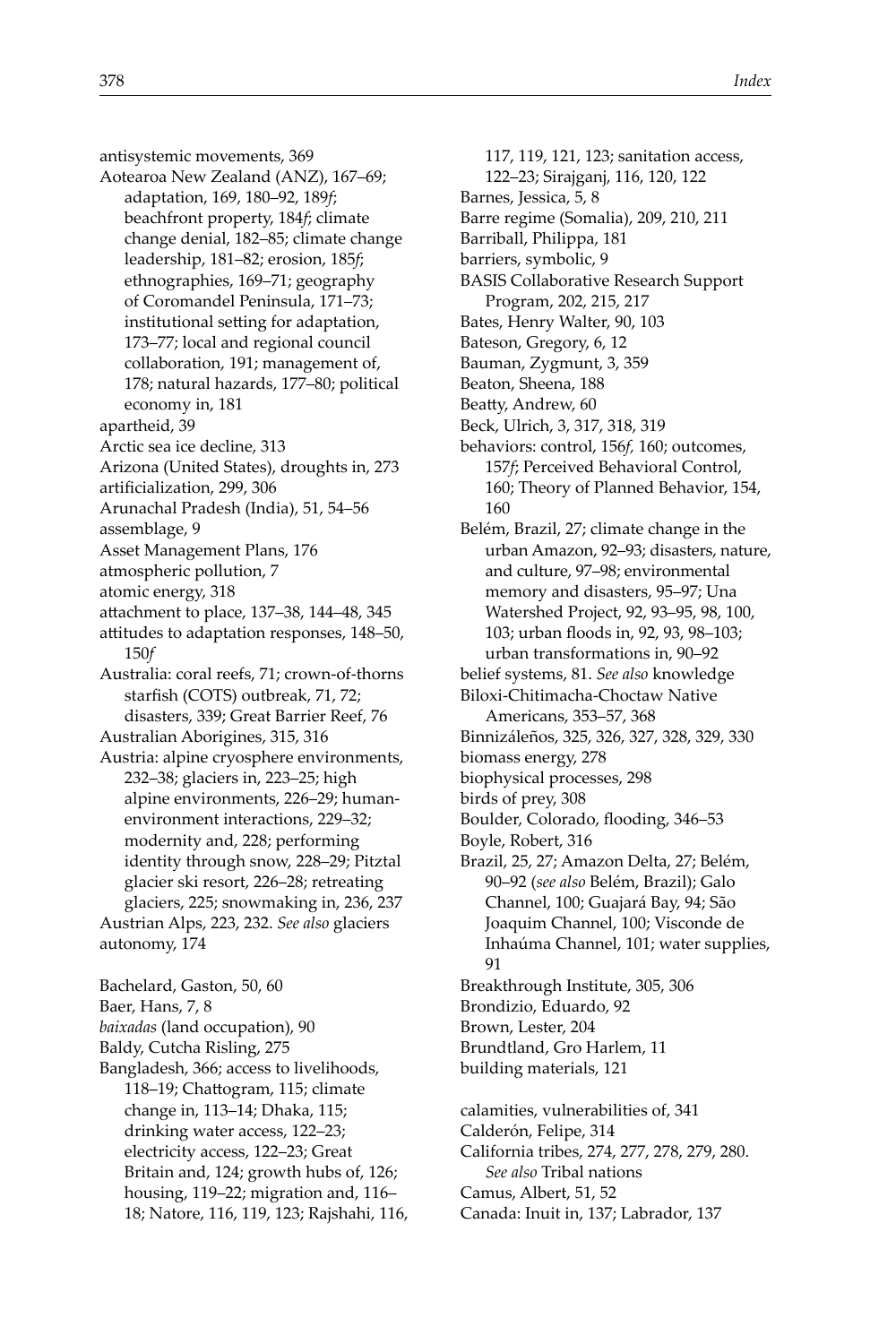antisystemic movements, 369
Aotearoa New Zealand (ANZ), 167–69; adaptation, 169, 180–92, 189*f*; beachfront property, 184*f*; climate change denial, 182–85; climate change leadership, 181–82; erosion, 185*f*; ethnographies, 169–71; geography of Coromandel Peninsula, 171–73; institutional setting for adaptation, 173–77; local and regional council collaboration, 191; management of, 178; natural hazards, 177–80; political economy in, 181
apartheid, 39
Arctic sea ice decline, 313
Arizona (United States), droughts in, 273
artificialization, 299, 306
Arunachal Pradesh (India), 51, 54–56
assemblage, 9
Asset Management Plans, 176
atmospheric pollution, 7
atomic energy, 318
attachment to place, 137–38, 144–48, 345
attitudes to adaptation responses, 148–50, 150*f*
Australia: coral reefs, 71; crown-of-thorns starfish (COTS) outbreak, 71, 72; disasters, 339; Great Barrier Reef, 76
Australian Aborigines, 315, 316
Austria: alpine cryosphere environments, 232–38; glaciers in, 223–25; high alpine environments, 226–29; human-environment interactions, 229–32; modernity and, 228; performing identity through snow, 228–29; Pitztal glacier ski resort, 226–28; retreating glaciers, 225; snowmaking in, 236, 237
Austrian Alps, 223, 232. *See also* glaciers
autonomy, 174

Bachelard, Gaston, 50, 60
Baer, Hans, 7, 8
*baixadas* (land occupation), 90
Baldy, Cutcha Risling, 275
Bangladesh, 366; access to livelihoods, 118–19; Chattogram, 115; climate change in, 113–14; Dhaka, 115; drinking water access, 122–23; electricity access, 122–23; Great Britain and, 124; growth hubs of, 126; housing, 119–22; migration and, 116–18; Natore, 116, 119, 123; Rajshahi, 116, 117, 119, 121, 123; sanitation access, 122–23; Sirajganj, 116, 120, 122
Barnes, Jessica, 5, 8
Barre regime (Somalia), 209, 210, 211
Barriball, Philippa, 181
barriers, symbolic, 9
BASIS Collaborative Research Support Program, 202, 215, 217
Bates, Henry Walter, 90, 103
Bateson, Gregory, 6, 12
Bauman, Zygmunt, 3, 359
Beaton, Sheena, 188
Beatty, Andrew, 60
Beck, Ulrich, 3, 317, 318, 319
behaviors: control, 156*f*, 160; outcomes, 157*f*; Perceived Behavioral Control, 160; Theory of Planned Behavior, 154, 160
Belém, Brazil, 27; climate change in the urban Amazon, 92–93; disasters, nature, and culture, 97–98; environmental memory and disasters, 95–97; Una Watershed Project, 92, 93–95, 98, 100, 103; urban floods in, 92, 93, 98–103; urban transformations in, 90–92
belief systems, 81. *See also* knowledge
Biloxi-Chitimacha-Choctaw Native Americans, 353–57, 368
Binnizáleños, 325, 326, 327, 328, 329, 330
biomass energy, 278
biophysical processes, 298
birds of prey, 308
Boulder, Colorado, flooding, 346–53
Boyle, Robert, 316
Brazil, 25, 27; Amazon Delta, 27; Belém, 90–92 (*see also* Belém, Brazil); Galo Channel, 100; Guajará Bay, 94; São Joaquim Channel, 100; Visconde de Inhaúma Channel, 101; water supplies, 91
Breakthrough Institute, 305, 306
Brondizio, Eduardo, 92
Brown, Lester, 204
Brundtland, Gro Harlem, 11
building materials, 121

calamities, vulnerabilities of, 341
Calderón, Felipe, 314
California tribes, 274, 277, 278, 279, 280. *See also* Tribal nations
Camus, Albert, 51, 52
Canada: Inuit in, 137; Labrador, 137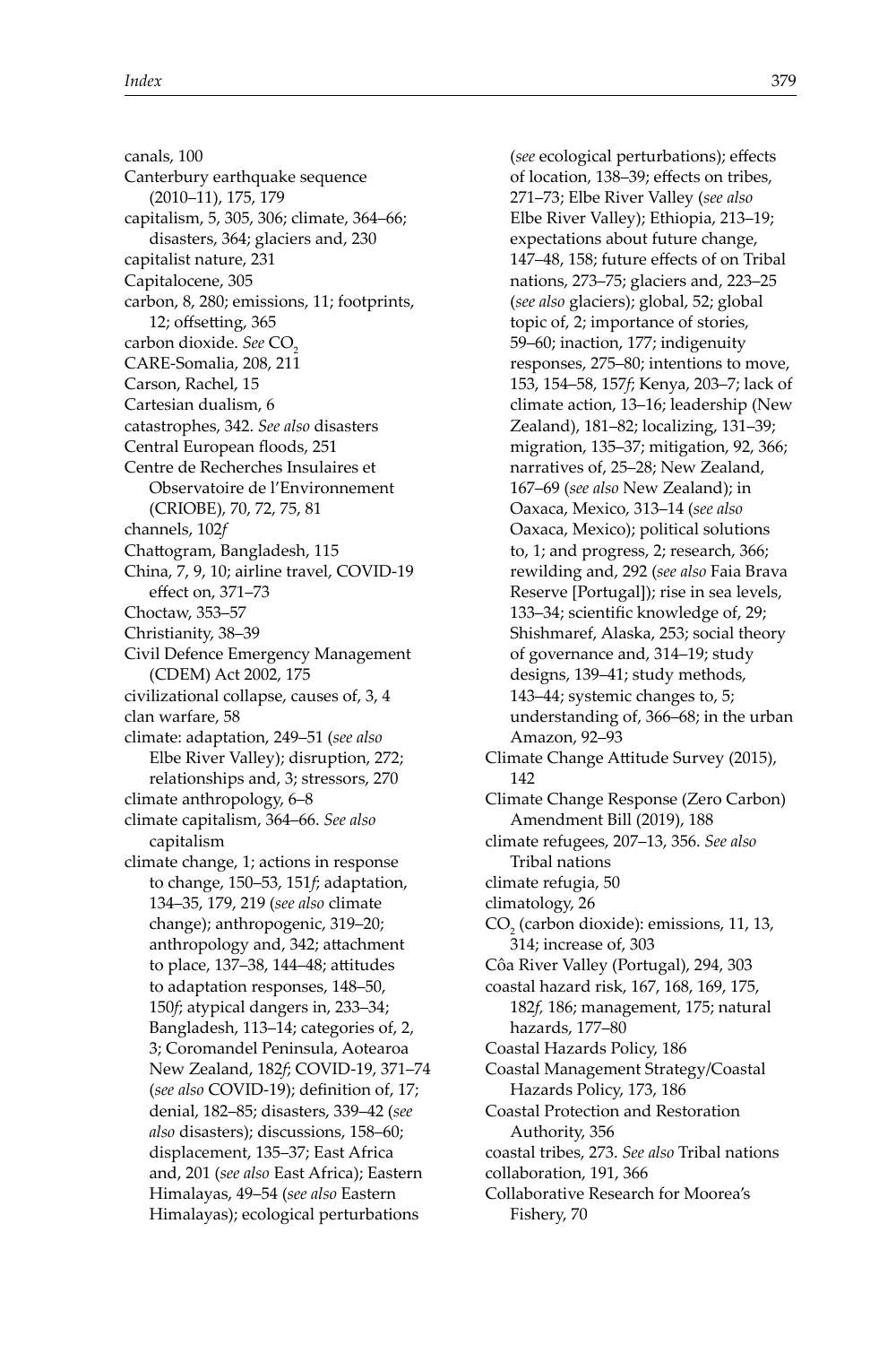canals, 100
Canterbury earthquake sequence (2010–11), 175, 179
capitalism, 5, 305, 306; climate, 364–66; disasters, 364; glaciers and, 230
capitalist nature, 231
Capitalocene, 305
carbon, 8, 280; emissions, 11; footprints, 12; offsetting, 365
carbon dioxide. *See* $CO_2$
CARE-Somalia, 208, 211
Carson, Rachel, 15
Cartesian dualism, 6
catastrophes, 342. *See also* disasters
Central European floods, 251
Centre de Recherches Insulaires et Observatoire de l'Environnement (CRIOBE), 70, 72, 75, 81
channels, 102*f*
Chattogram, Bangladesh, 115
China, 7, 9, 10; airline travel, COVID-19 effect on, 371–73
Choctaw, 353–57
Christianity, 38–39
Civil Defence Emergency Management (CDEM) Act 2002, 175
civilizational collapse, causes of, 3, 4
clan warfare, 58
climate: adaptation, 249–51 (*see also* Elbe River Valley); disruption, 272; relationships and, 3; stressors, 270
climate anthropology, 6–8
climate capitalism, 364–66. *See also* capitalism
climate change, 1; actions in response to change, 150–53, 151*f*; adaptation, 134–35, 179, 219 (*see also* climate change); anthropogenic, 319–20; anthropology and, 342; attachment to place, 137–38, 144–48; attitudes to adaptation responses, 148–50, 150*f*; atypical dangers in, 233–34; Bangladesh, 113–14; categories of, 2, 3; Coromandel Peninsula, Aotearoa New Zealand, 182*f*; COVID-19, 371–74 (*see also* COVID-19); definition of, 17; denial, 182–85; disasters, 339–42 (*see also* disasters); discussions, 158–60; displacement, 135–37; East Africa and, 201 (*see also* East Africa); Eastern Himalayas, 49–54 (*see also* Eastern Himalayas); ecological perturbations (*see* ecological perturbations); effects of location, 138–39; effects on tribes, 271–73; Elbe River Valley (*see also* Elbe River Valley); Ethiopia, 213–19; expectations about future change, 147–48, 158; future effects of on Tribal nations, 273–75; glaciers and, 223–25 (*see also* glaciers); global, 52; global topic of, 2; importance of stories, 59–60; inaction, 177; indigenuity responses, 275–80; intentions to move, 153, 154–58, 157*f*; Kenya, 203–7; lack of climate action, 13–16; leadership (New Zealand), 181–82; localizing, 131–39; migration, 135–37; mitigation, 92, 366; narratives of, 25–28; New Zealand, 167–69 (*see also* New Zealand); in Oaxaca, Mexico, 313–14 (*see also* Oaxaca, Mexico); political solutions to, 1; and progress, 2; research, 366; rewilding and, 292 (*see also* Faia Brava Reserve [Portugal]); rise in sea levels, 133–34; scientific knowledge of, 29; Shishmaref, Alaska, 253; social theory of governance and, 314–19; study designs, 139–41; study methods, 143–44; systemic changes to, 5; understanding of, 366–68; in the urban Amazon, 92–93
Climate Change Attitude Survey (2015), 142
Climate Change Response (Zero Carbon) Amendment Bill (2019), 188
climate refugees, 207–13, 356. *See also* Tribal nations
climate refugia, 50
climatology, 26
$CO_2$ (carbon dioxide): emissions, 11, 13, 314; increase of, 303
Côa River Valley (Portugal), 294, 303
coastal hazard risk, 167, 168, 169, 175, 182*f*, 186; management, 175; natural hazards, 177–80
Coastal Hazards Policy, 186
Coastal Management Strategy/Coastal Hazards Policy, 173, 186
Coastal Protection and Restoration Authority, 356
coastal tribes, 273. *See also* Tribal nations
collaboration, 191, 366
Collaborative Research for Moorea's Fishery, 70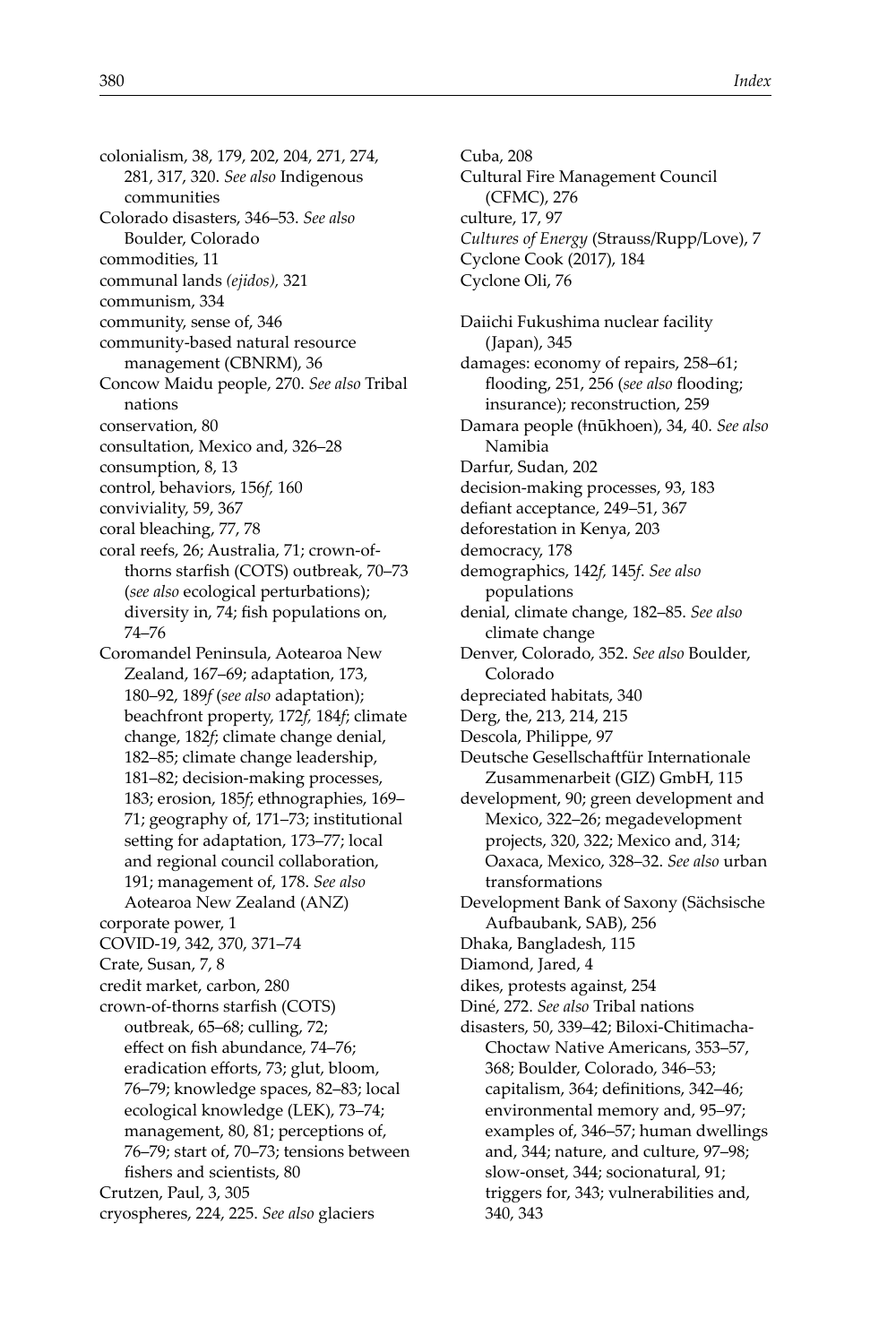colonialism, 38, 179, 202, 204, 271, 274, 281, 317, 320. *See also* Indigenous communities
Colorado disasters, 346–53. *See also* Boulder, Colorado
commodities, 11
communal lands *(ejidos)*, 321
communism, 334
community, sense of, 346
community-based natural resource management (CBNRM), 36
Concow Maidu people, 270. *See also* Tribal nations
conservation, 80
consultation, Mexico and, 326–28
consumption, 8, 13
control, behaviors, 156*f*, 160
conviviality, 59, 367
coral bleaching, 77, 78
coral reefs, 26; Australia, 71; crown-of-thorns starfish (COTS) outbreak, 70–73 (*see also* ecological perturbations); diversity in, 74; fish populations on, 74–76
Coromandel Peninsula, Aotearoa New Zealand, 167–69; adaptation, 173, 180–92, 189*f* (*see also* adaptation); beachfront property, 172*f*, 184*f*; climate change, 182*f*; climate change denial, 182–85; climate change leadership, 181–82; decision-making processes, 183; erosion, 185*f*; ethnographies, 169–71; geography of, 171–73; institutional setting for adaptation, 173–77; local and regional council collaboration, 191; management of, 178. *See also* Aotearoa New Zealand (ANZ)
corporate power, 1
COVID-19, 342, 370, 371–74
Crate, Susan, 7, 8
credit market, carbon, 280
crown-of-thorns starfish (COTS) outbreak, 65–68; culling, 72; effect on fish abundance, 74–76; eradication efforts, 73; glut, bloom, 76–79; knowledge spaces, 82–83; local ecological knowledge (LEK), 73–74; management, 80, 81; perceptions of, 76–79; start of, 70–73; tensions between fishers and scientists, 80
Crutzen, Paul, 3, 305
cryospheres, 224, 225. *See also* glaciers
Cuba, 208
Cultural Fire Management Council (CFMC), 276
culture, 17, 97
*Cultures of Energy* (Strauss/Rupp/Love), 7
Cyclone Cook (2017), 184
Cyclone Oli, 76

Daiichi Fukushima nuclear facility (Japan), 345
damages: economy of repairs, 258–61; flooding, 251, 256 (*see also* flooding; insurance); reconstruction, 259
Damara people (ǂnūkhoen), 34, 40. *See also* Namibia
Darfur, Sudan, 202
decision-making processes, 93, 183
defiant acceptance, 249–51, 367
deforestation in Kenya, 203
democracy, 178
demographics, 142*f*, 145*f*. *See also* populations
denial, climate change, 182–85. *See also* climate change
Denver, Colorado, 352. *See also* Boulder, Colorado
depreciated habitats, 340
Derg, the, 213, 214, 215
Descola, Philippe, 97
Deutsche Gesellschaftfür Internationale Zusammenarbeit (GIZ) GmbH, 115
development, 90; green development and Mexico, 322–26; megadevelopment projects, 320, 322; Mexico and, 314; Oaxaca, Mexico, 328–32. *See also* urban transformations
Development Bank of Saxony (Sächsische Aufbaubank, SAB), 256
Dhaka, Bangladesh, 115
Diamond, Jared, 4
dikes, protests against, 254
Diné, 272. *See also* Tribal nations
disasters, 50, 339–42; Biloxi-Chitimacha-Choctaw Native Americans, 353–57, 368; Boulder, Colorado, 346–53; capitalism, 364; definitions, 342–46; environmental memory and, 95–97; examples of, 346–57; human dwellings and, 344; nature, and culture, 97–98; slow-onset, 344; socionatural, 91; triggers for, 343; vulnerabilities and, 340, 343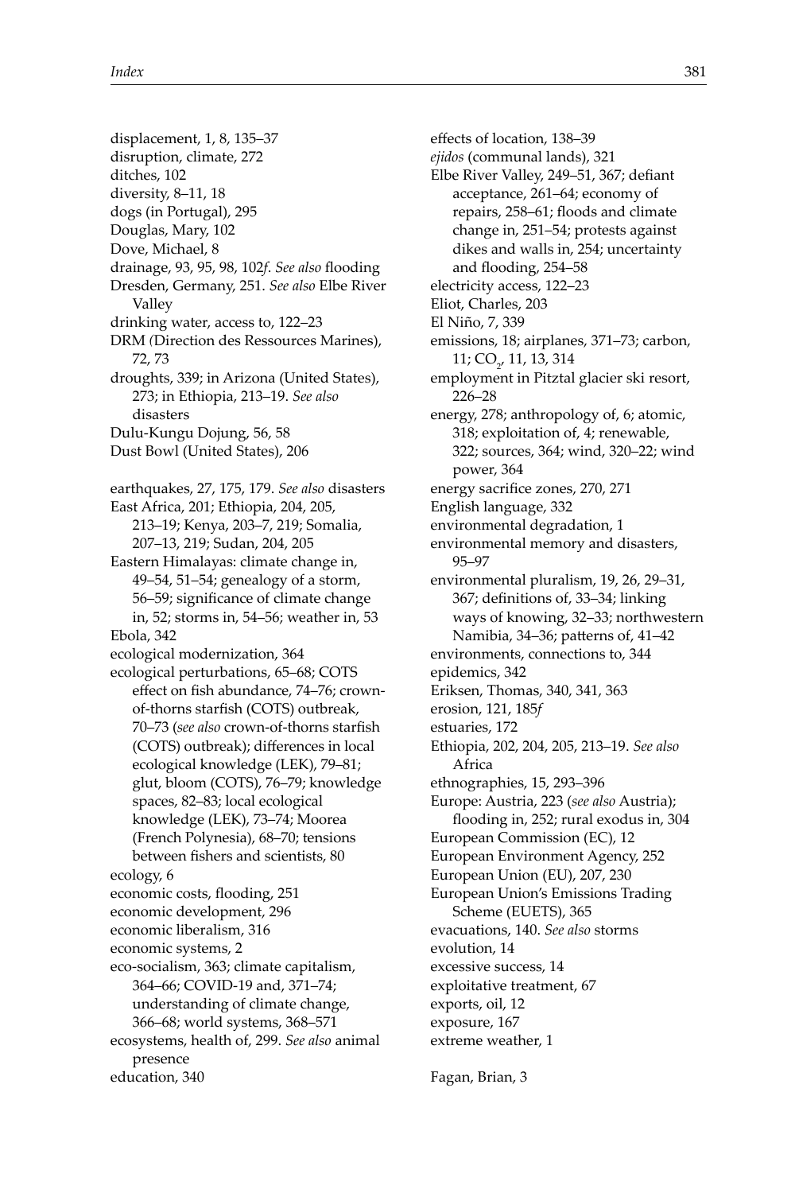displacement, 1, 8, 135–37
disruption, climate, 272
ditches, 102
diversity, 8–11, 18
dogs (in Portugal), 295
Douglas, Mary, 102
Dove, Michael, 8
drainage, 93, 95, 98, 102*f*. *See also* flooding
Dresden, Germany, 251. *See also* Elbe River Valley
drinking water, access to, 122–23
DRM (Direction des Ressources Marines), 72, 73
droughts, 339; in Arizona (United States), 273; in Ethiopia, 213–19. *See also* disasters
Dulu-Kungu Dojung, 56, 58
Dust Bowl (United States), 206

earthquakes, 27, 175, 179. *See also* disasters
East Africa, 201; Ethiopia, 204, 205, 213–19; Kenya, 203–7, 219; Somalia, 207–13, 219; Sudan, 204, 205
Eastern Himalayas: climate change in, 49–54, 51–54; genealogy of a storm, 56–59; significance of climate change in, 52; storms in, 54–56; weather in, 53
Ebola, 342
ecological modernization, 364
ecological perturbations, 65–68; COTS effect on fish abundance, 74–76; crown-of-thorns starfish (COTS) outbreak, 70–73 (*see also* crown-of-thorns starfish (COTS) outbreak); differences in local ecological knowledge (LEK), 79–81; glut, bloom (COTS), 76–79; knowledge spaces, 82–83; local ecological knowledge (LEK), 73–74; Moorea (French Polynesia), 68–70; tensions between fishers and scientists, 80
ecology, 6
economic costs, flooding, 251
economic development, 296
economic liberalism, 316
economic systems, 2
eco-socialism, 363; climate capitalism, 364–66; COVID-19 and, 371–74; understanding of climate change, 366–68; world systems, 368–571
ecosystems, health of, 299. *See also* animal presence
education, 340
effects of location, 138–39
*ejidos* (communal lands), 321
Elbe River Valley, 249–51, 367; defiant acceptance, 261–64; economy of repairs, 258–61; floods and climate change in, 251–54; protests against dikes and walls in, 254; uncertainty and flooding, 254–58
electricity access, 122–23
Eliot, Charles, 203
El Niño, 7, 339
emissions, 18; airplanes, 371–73; carbon, 11; $CO_2$, 11, 13, 314
employment in Pitztal glacier ski resort, 226–28
energy, 278; anthropology of, 6; atomic, 318; exploitation of, 4; renewable, 322; sources, 364; wind, 320–22; wind power, 364
energy sacrifice zones, 270, 271
English language, 332
environmental degradation, 1
environmental memory and disasters, 95–97
environmental pluralism, 19, 26, 29–31, 367; definitions of, 33–34; linking ways of knowing, 32–33; northwestern Namibia, 34–36; patterns of, 41–42
environments, connections to, 344
epidemics, 342
Eriksen, Thomas, 340, 341, 363
erosion, 121, 185*f*
estuaries, 172
Ethiopia, 202, 204, 205, 213–19. *See also* Africa
ethnographies, 15, 293–396
Europe: Austria, 223 (*see also* Austria); flooding in, 252; rural exodus in, 304
European Commission (EC), 12
European Environment Agency, 252
European Union (EU), 207, 230
European Union's Emissions Trading Scheme (EUETS), 365
evacuations, 140. *See also* storms
evolution, 14
excessive success, 14
exploitative treatment, 67
exports, oil, 12
exposure, 167
extreme weather, 1

Fagan, Brian, 3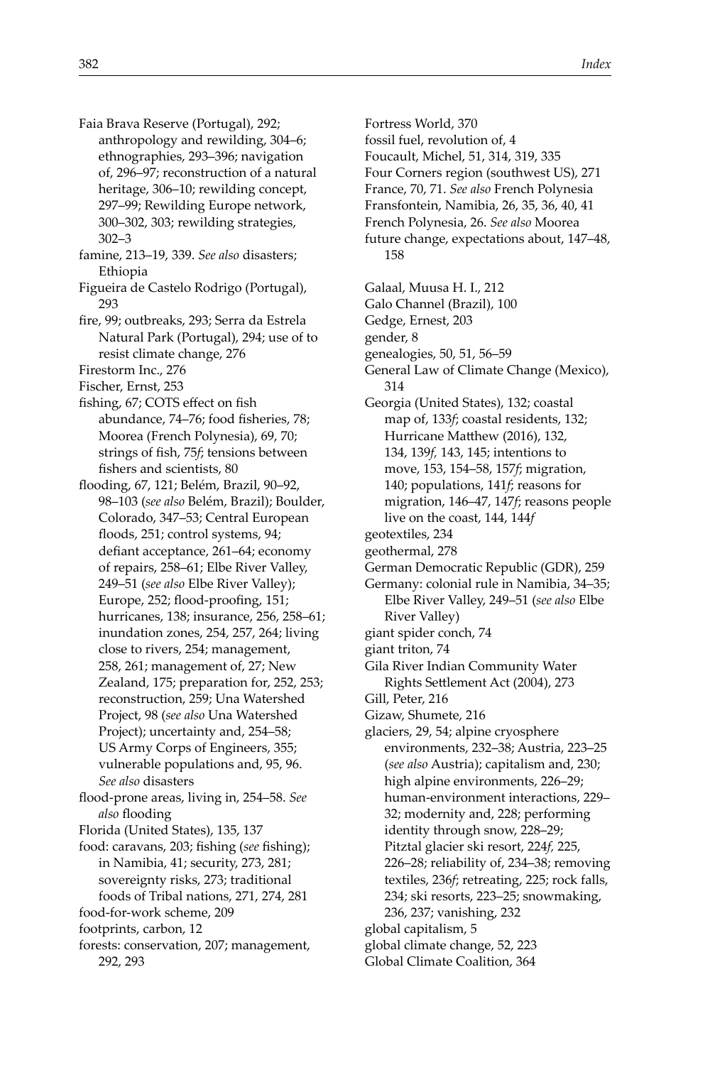Faia Brava Reserve (Portugal), 292; anthropology and rewilding, 304–6; ethnographies, 293–396; navigation of, 296–97; reconstruction of a natural heritage, 306–10; rewilding concept, 297–99; Rewilding Europe network, 300–302, 303; rewilding strategies, 302–3

famine, 213–19, 339. *See also* disasters; Ethiopia

Figueira de Castelo Rodrigo (Portugal), 293

fire, 99; outbreaks, 293; Serra da Estrela Natural Park (Portugal), 294; use of to resist climate change, 276

Firestorm Inc., 276

Fischer, Ernst, 253

fishing, 67; COTS effect on fish abundance, 74–76; food fisheries, 78; Moorea (French Polynesia), 69, 70; strings of fish, 75*f*; tensions between fishers and scientists, 80

flooding, 67, 121; Belém, Brazil, 90–92, 98–103 (*see also* Belém, Brazil); Boulder, Colorado, 347–53; Central European floods, 251; control systems, 94; defiant acceptance, 261–64; economy of repairs, 258–61; Elbe River Valley, 249–51 (*see also* Elbe River Valley); Europe, 252; flood-proofing, 151; hurricanes, 138; insurance, 256, 258–61; inundation zones, 254, 257, 264; living close to rivers, 254; management, 258, 261; management of, 27; New Zealand, 175; preparation for, 252, 253; reconstruction, 259; Una Watershed Project, 98 (*see also* Una Watershed Project); uncertainty and, 254–58; US Army Corps of Engineers, 355; vulnerable populations and, 95, 96. *See also* disasters

flood-prone areas, living in, 254–58. *See also* flooding

Florida (United States), 135, 137

food: caravans, 203; fishing (*see* fishing); in Namibia, 41; security, 273, 281; sovereignty risks, 273; traditional foods of Tribal nations, 271, 274, 281

food-for-work scheme, 209

footprints, carbon, 12

forests: conservation, 207; management, 292, 293

Fortress World, 370

fossil fuel, revolution of, 4

Foucault, Michel, 51, 314, 319, 335

Four Corners region (southwest US), 271

France, 70, 71. *See also* French Polynesia

Fransfontein, Namibia, 26, 35, 36, 40, 41

French Polynesia, 26. *See also* Moorea

future change, expectations about, 147–48, 158

Galaal, Muusa H. I., 212

Galo Channel (Brazil), 100

Gedge, Ernest, 203

gender, 8

genealogies, 50, 51, 56–59

General Law of Climate Change (Mexico), 314

Georgia (United States), 132; coastal map of, 133*f*; coastal residents, 132; Hurricane Matthew (2016), 132, 134, 139*f*, 143, 145; intentions to move, 153, 154–58, 157*f*; migration, 140; populations, 141*f*; reasons for migration, 146–47, 147*f*; reasons people live on the coast, 144, 144*f*

geotextiles, 234

geothermal, 278

German Democratic Republic (GDR), 259

Germany: colonial rule in Namibia, 34–35; Elbe River Valley, 249–51 (*see also* Elbe River Valley)

giant spider conch, 74

giant triton, 74

Gila River Indian Community Water Rights Settlement Act (2004), 273

Gill, Peter, 216

Gizaw, Shumete, 216

glaciers, 29, 54; alpine cryosphere environments, 232–38; Austria, 223–25 (*see also* Austria); capitalism and, 230; high alpine environments, 226–29; human-environment interactions, 229–32; modernity and, 228; performing identity through snow, 228–29; Pitztal glacier ski resort, 224*f*, 225, 226–28; reliability of, 234–38; removing textiles, 236*f*; retreating, 225; rock falls, 234; ski resorts, 223–25; snowmaking, 236, 237; vanishing, 232

global capitalism, 5

global climate change, 52, 223

Global Climate Coalition, 364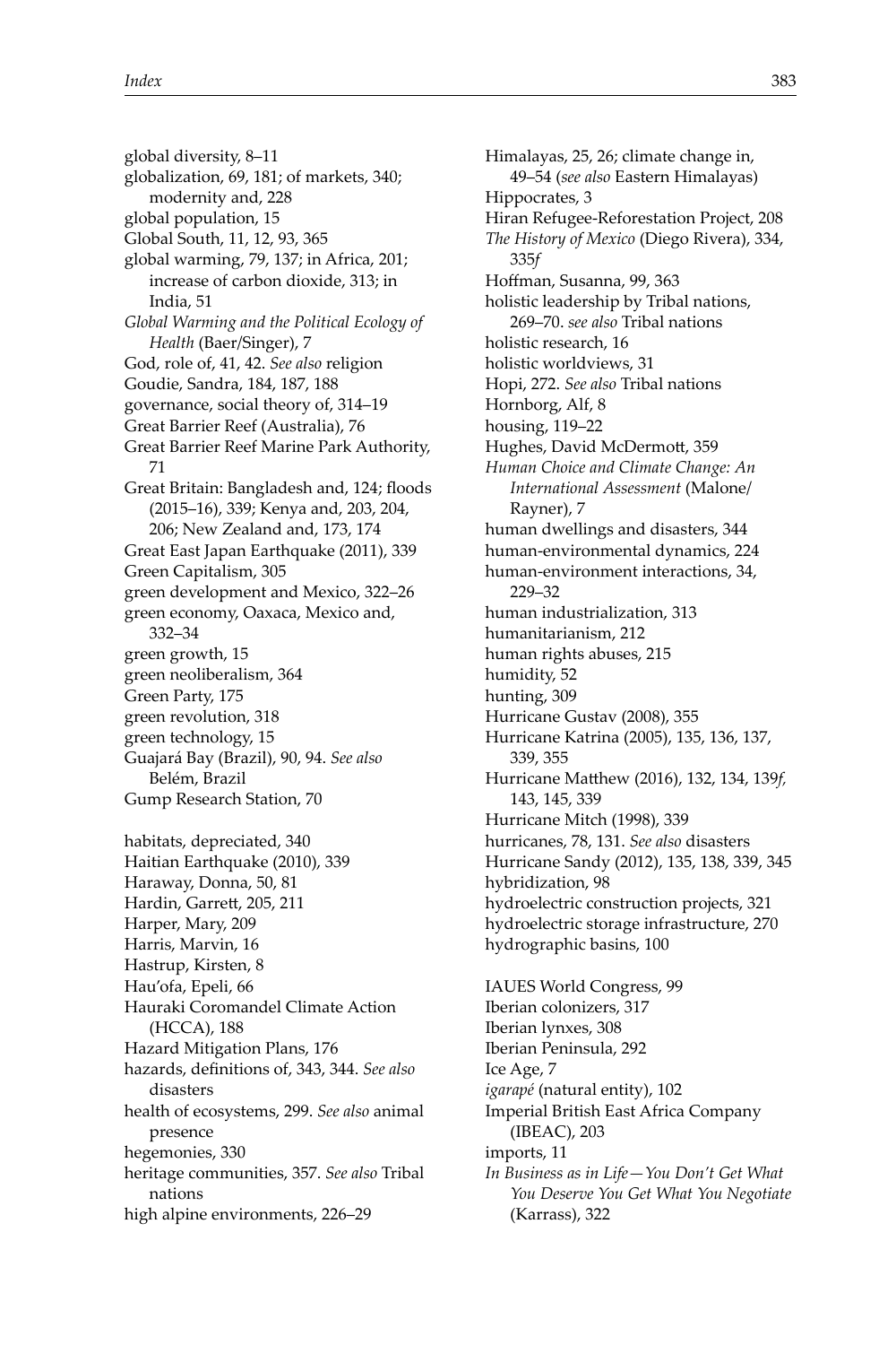global diversity, 8–11
globalization, 69, 181; of markets, 340; modernity and, 228
global population, 15
Global South, 11, 12, 93, 365
global warming, 79, 137; in Africa, 201; increase of carbon dioxide, 313; in India, 51
*Global Warming and the Political Ecology of Health* (Baer/Singer), 7
God, role of, 41, 42. *See also* religion
Goudie, Sandra, 184, 187, 188
governance, social theory of, 314–19
Great Barrier Reef (Australia), 76
Great Barrier Reef Marine Park Authority, 71
Great Britain: Bangladesh and, 124; floods (2015–16), 339; Kenya and, 203, 204, 206; New Zealand and, 173, 174
Great East Japan Earthquake (2011), 339
Green Capitalism, 305
green development and Mexico, 322–26
green economy, Oaxaca, Mexico and, 332–34
green growth, 15
green neoliberalism, 364
Green Party, 175
green revolution, 318
green technology, 15
Guajará Bay (Brazil), 90, 94. *See also* Belém, Brazil
Gump Research Station, 70

habitats, depreciated, 340
Haitian Earthquake (2010), 339
Haraway, Donna, 50, 81
Hardin, Garrett, 205, 211
Harper, Mary, 209
Harris, Marvin, 16
Hastrup, Kirsten, 8
Hau'ofa, Epeli, 66
Hauraki Coromandel Climate Action (HCCA), 188
Hazard Mitigation Plans, 176
hazards, definitions of, 343, 344. *See also* disasters
health of ecosystems, 299. *See also* animal presence
hegemonies, 330
heritage communities, 357. *See also* Tribal nations
high alpine environments, 226–29
Himalayas, 25, 26; climate change in, 49–54 (*see also* Eastern Himalayas)
Hippocrates, 3
Hiran Refugee-Reforestation Project, 208
*The History of Mexico* (Diego Rivera), 334, 335*f*
Hoffman, Susanna, 99, 363
holistic leadership by Tribal nations, 269–70. *see also* Tribal nations
holistic research, 16
holistic worldviews, 31
Hopi, 272. *See also* Tribal nations
Hornborg, Alf, 8
housing, 119–22
Hughes, David McDermott, 359
*Human Choice and Climate Change: An International Assessment* (Malone/Rayner), 7
human dwellings and disasters, 344
human-environmental dynamics, 224
human-environment interactions, 34, 229–32
human industrialization, 313
humanitarianism, 212
human rights abuses, 215
humidity, 52
hunting, 309
Hurricane Gustav (2008), 355
Hurricane Katrina (2005), 135, 136, 137, 339, 355
Hurricane Matthew (2016), 132, 134, 139*f*, 143, 145, 339
Hurricane Mitch (1998), 339
hurricanes, 78, 131. *See also* disasters
Hurricane Sandy (2012), 135, 138, 339, 345
hybridization, 98
hydroelectric construction projects, 321
hydroelectric storage infrastructure, 270
hydrographic basins, 100

IAUES World Congress, 99
Iberian colonizers, 317
Iberian lynxes, 308
Iberian Peninsula, 292
Ice Age, 7
*igarapé* (natural entity), 102
Imperial British East Africa Company (IBEAC), 203
imports, 11
*In Business as in Life—You Don't Get What You Deserve You Get What You Negotiate* (Karrass), 322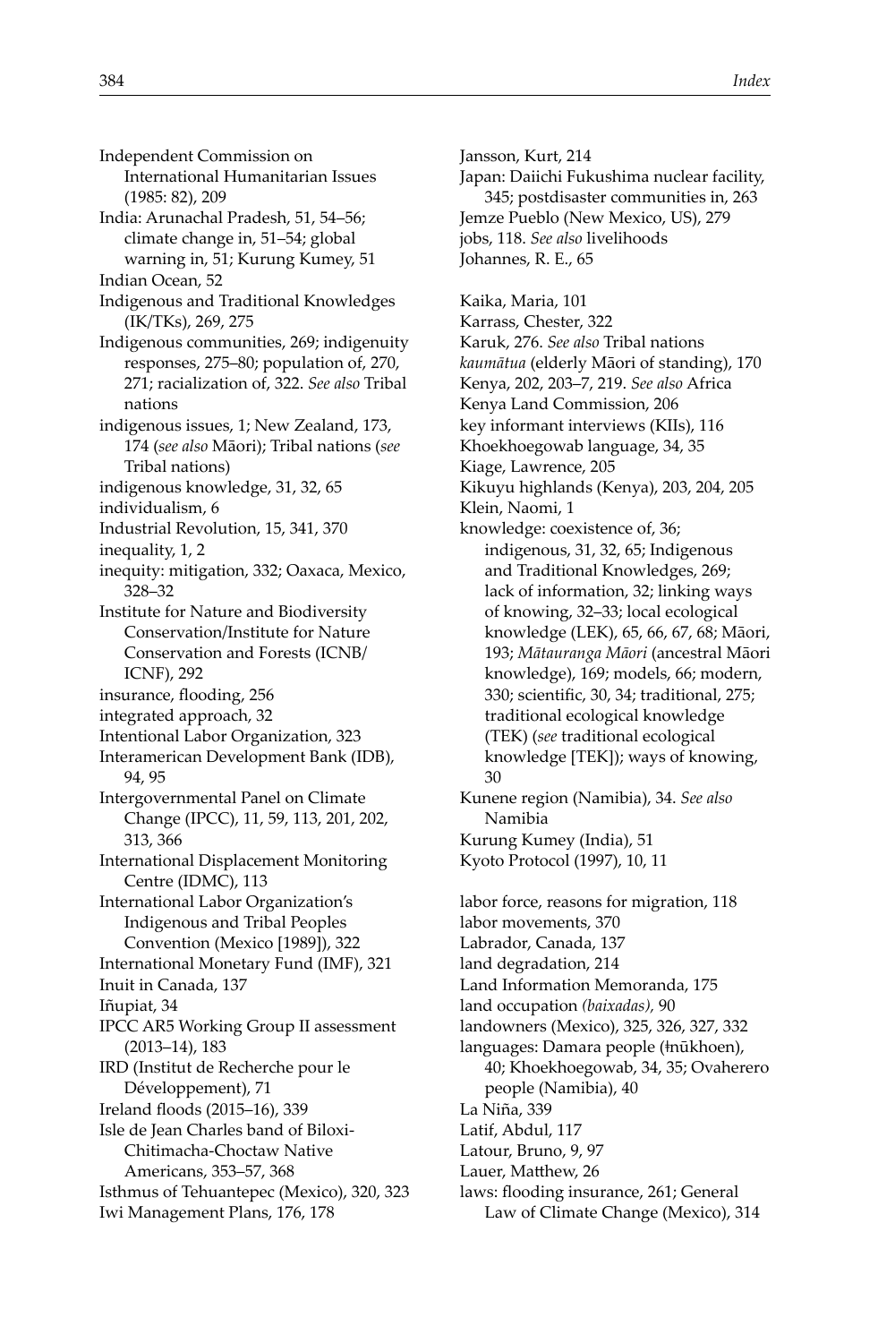Independent Commission on International Humanitarian Issues (1985: 82), 209

India: Arunachal Pradesh, 51, 54–56; climate change in, 51–54; global warning in, 51; Kurung Kumey, 51

Indian Ocean, 52

Indigenous and Traditional Knowledges (IK/TKs), 269, 275

Indigenous communities, 269; indigenuity responses, 275–80; population of, 270, 271; racialization of, 322. *See also* Tribal nations

indigenous issues, 1; New Zealand, 173, 174 (*see also* Māori); Tribal nations (*see* Tribal nations)

indigenous knowledge, 31, 32, 65

individualism, 6

Industrial Revolution, 15, 341, 370

inequality, 1, 2

inequity: mitigation, 332; Oaxaca, Mexico, 328–32

Institute for Nature and Biodiversity Conservation/Institute for Nature Conservation and Forests (ICNB/ICNF), 292

insurance, flooding, 256

integrated approach, 32

Intentional Labor Organization, 323

Interamerican Development Bank (IDB), 94, 95

Intergovernmental Panel on Climate Change (IPCC), 11, 59, 113, 201, 202, 313, 366

International Displacement Monitoring Centre (IDMC), 113

International Labor Organization's Indigenous and Tribal Peoples Convention (Mexico [1989]), 322

International Monetary Fund (IMF), 321

Inuit in Canada, 137

Iñupiat, 34

IPCC AR5 Working Group II assessment (2013–14), 183

IRD (Institut de Recherche pour le Développement), 71

Ireland floods (2015–16), 339

Isle de Jean Charles band of Biloxi-Chitimacha-Choctaw Native Americans, 353–57, 368

Isthmus of Tehuantepec (Mexico), 320, 323

Iwi Management Plans, 176, 178

Jansson, Kurt, 214

Japan: Daiichi Fukushima nuclear facility, 345; postdisaster communities in, 263

Jemze Pueblo (New Mexico, US), 279

jobs, 118. *See also* livelihoods

Johannes, R. E., 65

Kaika, Maria, 101

Karrass, Chester, 322

Karuk, 276. *See also* Tribal nations

*kaumātua* (elderly Māori of standing), 170

Kenya, 202, 203–7, 219. *See also* Africa

Kenya Land Commission, 206

key informant interviews (KIIs), 116

Khoekhoegowab language, 34, 35

Kiage, Lawrence, 205

Kikuyu highlands (Kenya), 203, 204, 205

Klein, Naomi, 1

knowledge: coexistence of, 36; indigenous, 31, 32, 65; Indigenous and Traditional Knowledges, 269; lack of information, 32; linking ways of knowing, 32–33; local ecological knowledge (LEK), 65, 66, 67, 68; Māori, 193; *Mātauranga Māori* (ancestral Māori knowledge), 169; models, 66; modern, 330; scientific, 30, 34; traditional, 275; traditional ecological knowledge (TEK) (*see* traditional ecological knowledge [TEK]); ways of knowing, 30

Kunene region (Namibia), 34. *See also* Namibia

Kurung Kumey (India), 51

Kyoto Protocol (1997), 10, 11

labor force, reasons for migration, 118

labor movements, 370

Labrador, Canada, 137

land degradation, 214

Land Information Memoranda, 175

land occupation *(baixadas)*, 90

landowners (Mexico), 325, 326, 327, 332

languages: Damara people (ǂnūkhoen), 40; Khoekhoegowab, 34, 35; Ovaherero people (Namibia), 40

La Niña, 339

Latif, Abdul, 117

Latour, Bruno, 9, 97

Lauer, Matthew, 26

laws: flooding insurance, 261; General Law of Climate Change (Mexico), 314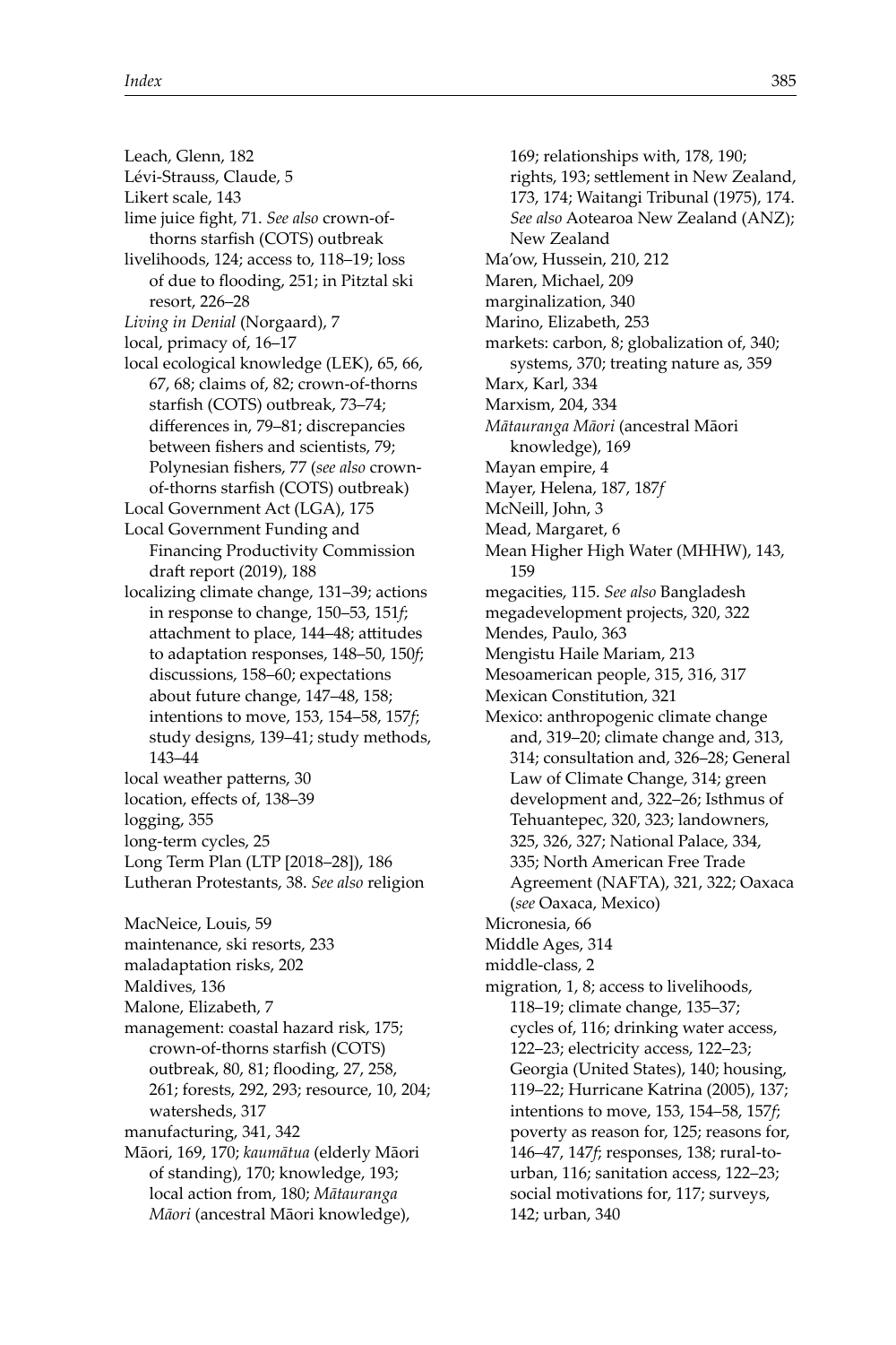Leach, Glenn, 182
Lévi-Strauss, Claude, 5
Likert scale, 143
lime juice fight, 71. *See also* crown-of-thorns starfish (COTS) outbreak
livelihoods, 124; access to, 118–19; loss of due to flooding, 251; in Pitztal ski resort, 226–28
*Living in Denial* (Norgaard), 7
local, primacy of, 16–17
local ecological knowledge (LEK), 65, 66, 67, 68; claims of, 82; crown-of-thorns starfish (COTS) outbreak, 73–74; differences in, 79–81; discrepancies between fishers and scientists, 79; Polynesian fishers, 77 (*see also* crown-of-thorns starfish (COTS) outbreak)
Local Government Act (LGA), 175
Local Government Funding and Financing Productivity Commission draft report (2019), 188
localizing climate change, 131–39; actions in response to change, 150–53, 151*f*; attachment to place, 144–48; attitudes to adaptation responses, 148–50, 150*f*; discussions, 158–60; expectations about future change, 147–48, 158; intentions to move, 153, 154–58, 157*f*; study designs, 139–41; study methods, 143–44
local weather patterns, 30
location, effects of, 138–39
logging, 355
long-term cycles, 25
Long Term Plan (LTP [2018–28]), 186
Lutheran Protestants, 38. *See also* religion

MacNeice, Louis, 59
maintenance, ski resorts, 233
maladaptation risks, 202
Maldives, 136
Malone, Elizabeth, 7
management: coastal hazard risk, 175; crown-of-thorns starfish (COTS) outbreak, 80, 81; flooding, 27, 258, 261; forests, 292, 293; resource, 10, 204; watersheds, 317
manufacturing, 341, 342
Māori, 169, 170; *kaumātua* (elderly Māori of standing), 170; knowledge, 193; local action from, 180; *Mātauranga Māori* (ancestral Māori knowledge), 169; relationships with, 178, 190; rights, 193; settlement in New Zealand, 173, 174; Waitangi Tribunal (1975), 174. *See also* Aotearoa New Zealand (ANZ); New Zealand
Ma'ow, Hussein, 210, 212
Maren, Michael, 209
marginalization, 340
Marino, Elizabeth, 253
markets: carbon, 8; globalization of, 340; systems, 370; treating nature as, 359
Marx, Karl, 334
Marxism, 204, 334
*Mātauranga Māori* (ancestral Māori knowledge), 169
Mayan empire, 4
Mayer, Helena, 187, 187*f*
McNeill, John, 3
Mead, Margaret, 6
Mean Higher High Water (MHHW), 143, 159
megacities, 115. *See also* Bangladesh
megadevelopment projects, 320, 322
Mendes, Paulo, 363
Mengistu Haile Mariam, 213
Mesoamerican people, 315, 316, 317
Mexican Constitution, 321
Mexico: anthropogenic climate change and, 319–20; climate change and, 313, 314; consultation and, 326–28; General Law of Climate Change, 314; green development and, 322–26; Isthmus of Tehuantepec, 320, 323; landowners, 325, 326, 327; National Palace, 334, 335; North American Free Trade Agreement (NAFTA), 321, 322; Oaxaca (*see* Oaxaca, Mexico)
Micronesia, 66
Middle Ages, 314
middle-class, 2
migration, 1, 8; access to livelihoods, 118–19; climate change, 135–37; cycles of, 116; drinking water access, 122–23; electricity access, 122–23; Georgia (United States), 140; housing, 119–22; Hurricane Katrina (2005), 137; intentions to move, 153, 154–58, 157*f*; poverty as reason for, 125; reasons for, 146–47, 147*f*; responses, 138; rural-to-urban, 116; sanitation access, 122–23; social motivations for, 117; surveys, 142; urban, 340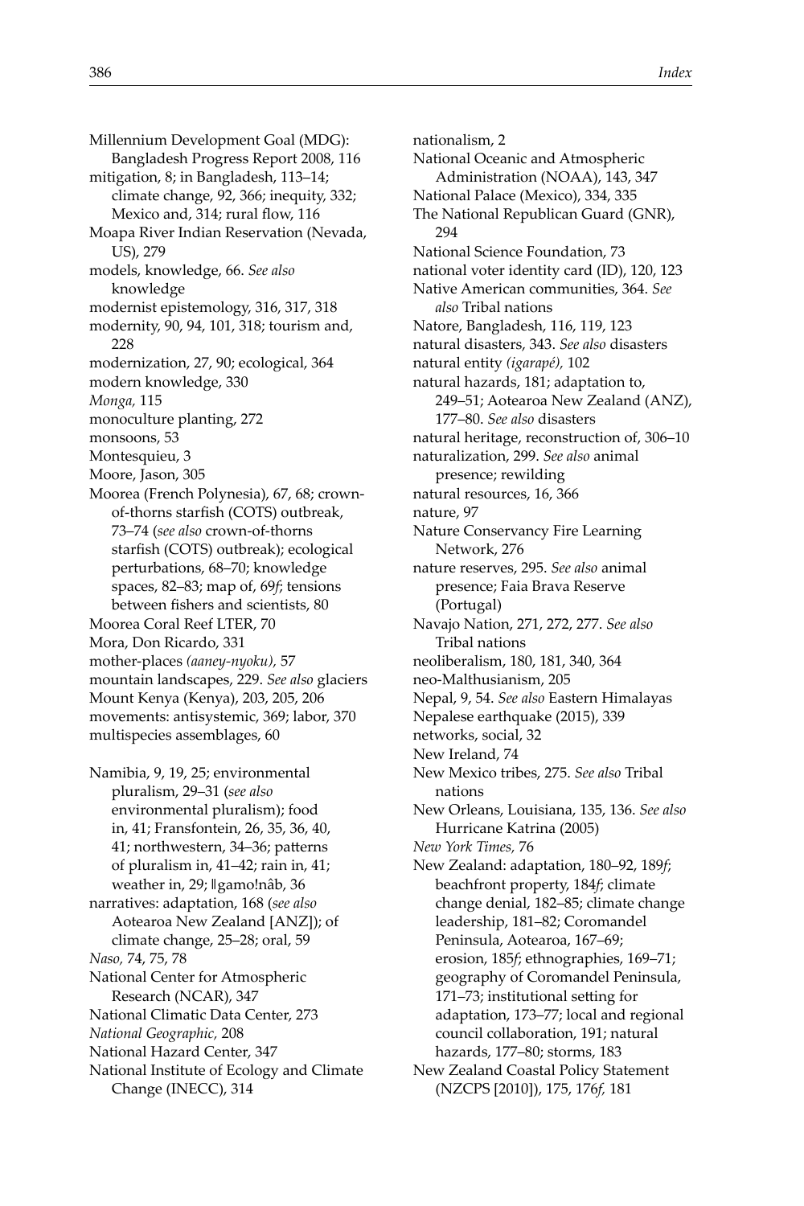Millennium Development Goal (MDG): Bangladesh Progress Report 2008, 116
mitigation, 8; in Bangladesh, 113–14; climate change, 92, 366; inequity, 332; Mexico and, 314; rural flow, 116
Moapa River Indian Reservation (Nevada, US), 279
models, knowledge, 66. *See also* knowledge
modernist epistemology, 316, 317, 318
modernity, 90, 94, 101, 318; tourism and, 228
modernization, 27, 90; ecological, 364
modern knowledge, 330
*Monga,* 115
monoculture planting, 272
monsoons, 53
Montesquieu, 3
Moore, Jason, 305
Moorea (French Polynesia), 67, 68; crown-of-thorns starfish (COTS) outbreak, 73–74 (*see also* crown-of-thorns starfish (COTS) outbreak); ecological perturbations, 68–70; knowledge spaces, 82–83; map of, 69*f*; tensions between fishers and scientists, 80
Moorea Coral Reef LTER, 70
Mora, Don Ricardo, 331
mother-places *(aaney-nyoku),* 57
mountain landscapes, 229. *See also* glaciers
Mount Kenya (Kenya), 203, 205, 206
movements: antisystemic, 369; labor, 370
multispecies assemblages, 60

Namibia, 9, 19, 25; environmental pluralism, 29–31 (*see also* environmental pluralism); food in, 41; Fransfontein, 26, 35, 36, 40, 41; northwestern, 34–36; patterns of pluralism in, 41–42; rain in, 41; weather in, 29; ǁgamo!nâb, 36
narratives: adaptation, 168 (*see also* Aotearoa New Zealand [ANZ]); of climate change, 25–28; oral, 59
*Naso,* 74, 75, 78
National Center for Atmospheric Research (NCAR), 347
National Climatic Data Center, 273
*National Geographic,* 208
National Hazard Center, 347
National Institute of Ecology and Climate Change (INECC), 314
nationalism, 2
National Oceanic and Atmospheric Administration (NOAA), 143, 347
National Palace (Mexico), 334, 335
The National Republican Guard (GNR), 294
National Science Foundation, 73
national voter identity card (ID), 120, 123
Native American communities, 364. *See also* Tribal nations
Natore, Bangladesh, 116, 119, 123
natural disasters, 343. *See also* disasters
natural entity *(igarapé),* 102
natural hazards, 181; adaptation to, 249–51; Aotearoa New Zealand (ANZ), 177–80. *See also* disasters
natural heritage, reconstruction of, 306–10
naturalization, 299. *See also* animal presence; rewilding
natural resources, 16, 366
nature, 97
Nature Conservancy Fire Learning Network, 276
nature reserves, 295. *See also* animal presence; Faia Brava Reserve (Portugal)
Navajo Nation, 271, 272, 277. *See also* Tribal nations
neoliberalism, 180, 181, 340, 364
neo-Malthusianism, 205
Nepal, 9, 54. *See also* Eastern Himalayas
Nepalese earthquake (2015), 339
networks, social, 32
New Ireland, 74
New Mexico tribes, 275. *See also* Tribal nations
New Orleans, Louisiana, 135, 136. *See also* Hurricane Katrina (2005)
*New York Times,* 76
New Zealand: adaptation, 180–92, 189*f*; beachfront property, 184*f*; climate change denial, 182–85; climate change leadership, 181–82; Coromandel Peninsula, Aotearoa, 167–69; erosion, 185*f*; ethnographies, 169–71; geography of Coromandel Peninsula, 171–73; institutional setting for adaptation, 173–77; local and regional council collaboration, 191; natural hazards, 177–80; storms, 183
New Zealand Coastal Policy Statement (NZCPS [2010]), 175, 176*f*, 181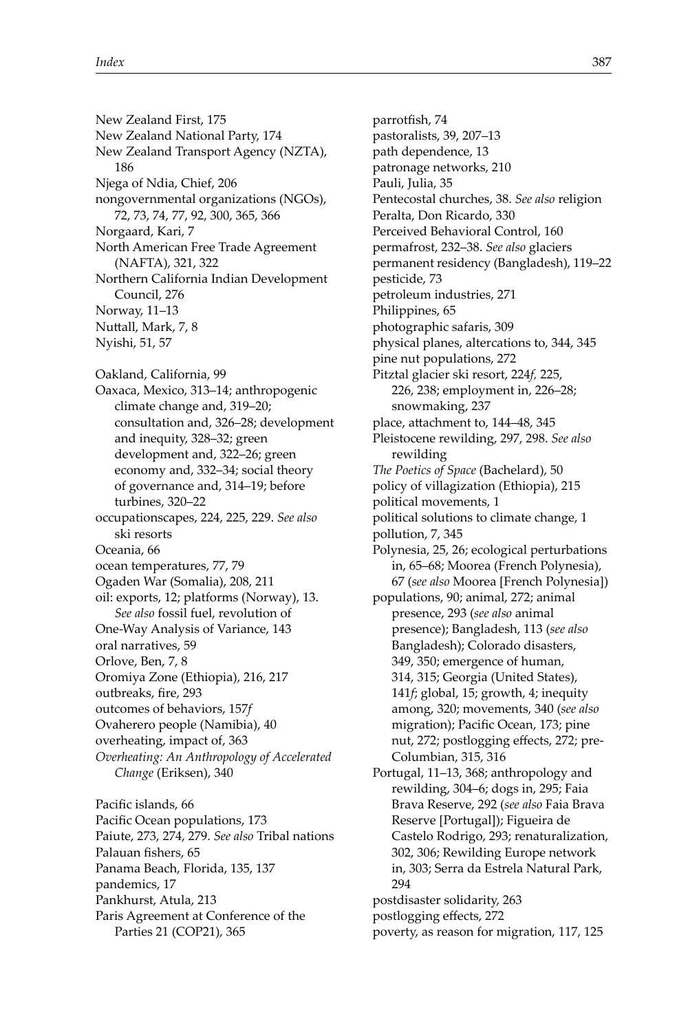New Zealand First, 175
New Zealand National Party, 174
New Zealand Transport Agency (NZTA), 186
Njega of Ndia, Chief, 206
nongovernmental organizations (NGOs), 72, 73, 74, 77, 92, 300, 365, 366
Norgaard, Kari, 7
North American Free Trade Agreement (NAFTA), 321, 322
Northern California Indian Development Council, 276
Norway, 11–13
Nuttall, Mark, 7, 8
Nyishi, 51, 57

Oakland, California, 99
Oaxaca, Mexico, 313–14; anthropogenic climate change and, 319–20; consultation and, 326–28; development and inequity, 328–32; green development and, 322–26; green economy and, 332–34; social theory of governance and, 314–19; before turbines, 320–22
occupationscapes, 224, 225, 229. *See also* ski resorts
Oceania, 66
ocean temperatures, 77, 79
Ogaden War (Somalia), 208, 211
oil: exports, 12; platforms (Norway), 13. *See also* fossil fuel, revolution of
One-Way Analysis of Variance, 143
oral narratives, 59
Orlove, Ben, 7, 8
Oromiya Zone (Ethiopia), 216, 217
outbreaks, fire, 293
outcomes of behaviors, 157*f*
Ovaherero people (Namibia), 40
overheating, impact of, 363
*Overheating: An Anthropology of Accelerated Change* (Eriksen), 340

Pacific islands, 66
Pacific Ocean populations, 173
Paiute, 273, 274, 279. *See also* Tribal nations
Palauan fishers, 65
Panama Beach, Florida, 135, 137
pandemics, 17
Pankhurst, Atula, 213
Paris Agreement at Conference of the Parties 21 (COP21), 365
parrotfish, 74
pastoralists, 39, 207–13
path dependence, 13
patronage networks, 210
Pauli, Julia, 35
Pentecostal churches, 38. *See also* religion
Peralta, Don Ricardo, 330
Perceived Behavioral Control, 160
permafrost, 232–38. *See also* glaciers
permanent residency (Bangladesh), 119–22
pesticide, 73
petroleum industries, 271
Philippines, 65
photographic safaris, 309
physical planes, altercations to, 344, 345
pine nut populations, 272
Pitztal glacier ski resort, 224*f*, 225, 226, 238; employment in, 226–28; snowmaking, 237
place, attachment to, 144–48, 345
Pleistocene rewilding, 297, 298. *See also* rewilding
*The Poetics of Space* (Bachelard), 50
policy of villagization (Ethiopia), 215
political movements, 1
political solutions to climate change, 1
pollution, 7, 345
Polynesia, 25, 26; ecological perturbations in, 65–68; Moorea (French Polynesia), 67 (*see also* Moorea [French Polynesia])
populations, 90; animal, 272; animal presence, 293 (*see also* animal presence); Bangladesh, 113 (*see also* Bangladesh); Colorado disasters, 349, 350; emergence of human, 314, 315; Georgia (United States), 141*f*; global, 15; growth, 4; inequity among, 320; movements, 340 (*see also* migration); Pacific Ocean, 173; pine nut, 272; postlogging effects, 272; pre-Columbian, 315, 316
Portugal, 11–13, 368; anthropology and rewilding, 304–6; dogs in, 295; Faia Brava Reserve, 292 (*see also* Faia Brava Reserve [Portugal]); Figueira de Castelo Rodrigo, 293; renaturalization, 302, 306; Rewilding Europe network in, 303; Serra da Estrela Natural Park, 294
postdisaster solidarity, 263
postlogging effects, 272
poverty, as reason for migration, 117, 125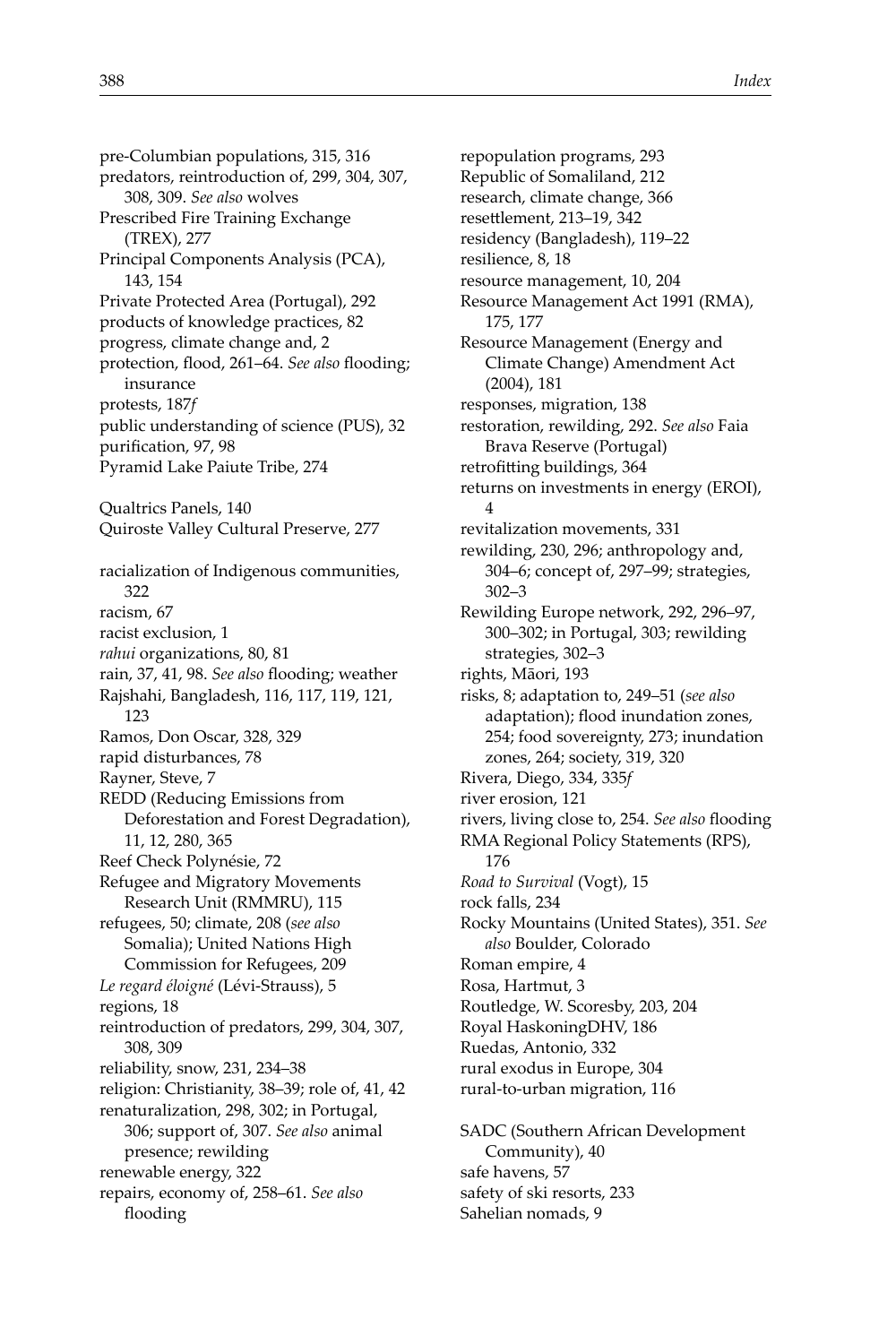pre-Columbian populations, 315, 316
predators, reintroduction of, 299, 304, 307, 308, 309. *See also* wolves
Prescribed Fire Training Exchange (TREX), 277
Principal Components Analysis (PCA), 143, 154
Private Protected Area (Portugal), 292
products of knowledge practices, 82
progress, climate change and, 2
protection, flood, 261–64. *See also* flooding; insurance
protests, 187*f*
public understanding of science (PUS), 32
purification, 97, 98
Pyramid Lake Paiute Tribe, 274

Qualtrics Panels, 140
Quiroste Valley Cultural Preserve, 277

racialization of Indigenous communities, 322
racism, 67
racist exclusion, 1
*rahui* organizations, 80, 81
rain, 37, 41, 98. *See also* flooding; weather
Rajshahi, Bangladesh, 116, 117, 119, 121, 123
Ramos, Don Oscar, 328, 329
rapid disturbances, 78
Rayner, Steve, 7
REDD (Reducing Emissions from Deforestation and Forest Degradation), 11, 12, 280, 365
Reef Check Polynésie, 72
Refugee and Migratory Movements Research Unit (RMMRU), 115
refugees, 50; climate, 208 (*see also* Somalia); United Nations High Commission for Refugees, 209
*Le regard éloigné* (Lévi-Strauss), 5
regions, 18
reintroduction of predators, 299, 304, 307, 308, 309
reliability, snow, 231, 234–38
religion: Christianity, 38–39; role of, 41, 42
renaturalization, 298, 302; in Portugal, 306; support of, 307. *See also* animal presence; rewilding
renewable energy, 322
repairs, economy of, 258–61. *See also* flooding
repopulation programs, 293
Republic of Somaliland, 212
research, climate change, 366
resettlement, 213–19, 342
residency (Bangladesh), 119–22
resilience, 8, 18
resource management, 10, 204
Resource Management Act 1991 (RMA), 175, 177
Resource Management (Energy and Climate Change) Amendment Act (2004), 181
responses, migration, 138
restoration, rewilding, 292. *See also* Faia Brava Reserve (Portugal)
retrofitting buildings, 364
returns on investments in energy (EROI), 4
revitalization movements, 331
rewilding, 230, 296; anthropology and, 304–6; concept of, 297–99; strategies, 302–3
Rewilding Europe network, 292, 296–97, 300–302; in Portugal, 303; rewilding strategies, 302–3
rights, Māori, 193
risks, 8; adaptation to, 249–51 (*see also* adaptation); flood inundation zones, 254; food sovereignty, 273; inundation zones, 264; society, 319, 320
Rivera, Diego, 334, 335*f*
river erosion, 121
rivers, living close to, 254. *See also* flooding
RMA Regional Policy Statements (RPS), 176
*Road to Survival* (Vogt), 15
rock falls, 234
Rocky Mountains (United States), 351. *See also* Boulder, Colorado
Roman empire, 4
Rosa, Hartmut, 3
Routledge, W. Scoresby, 203, 204
Royal HaskoningDHV, 186
Ruedas, Antonio, 332
rural exodus in Europe, 304
rural-to-urban migration, 116

SADC (Southern African Development Community), 40
safe havens, 57
safety of ski resorts, 233
Sahelian nomads, 9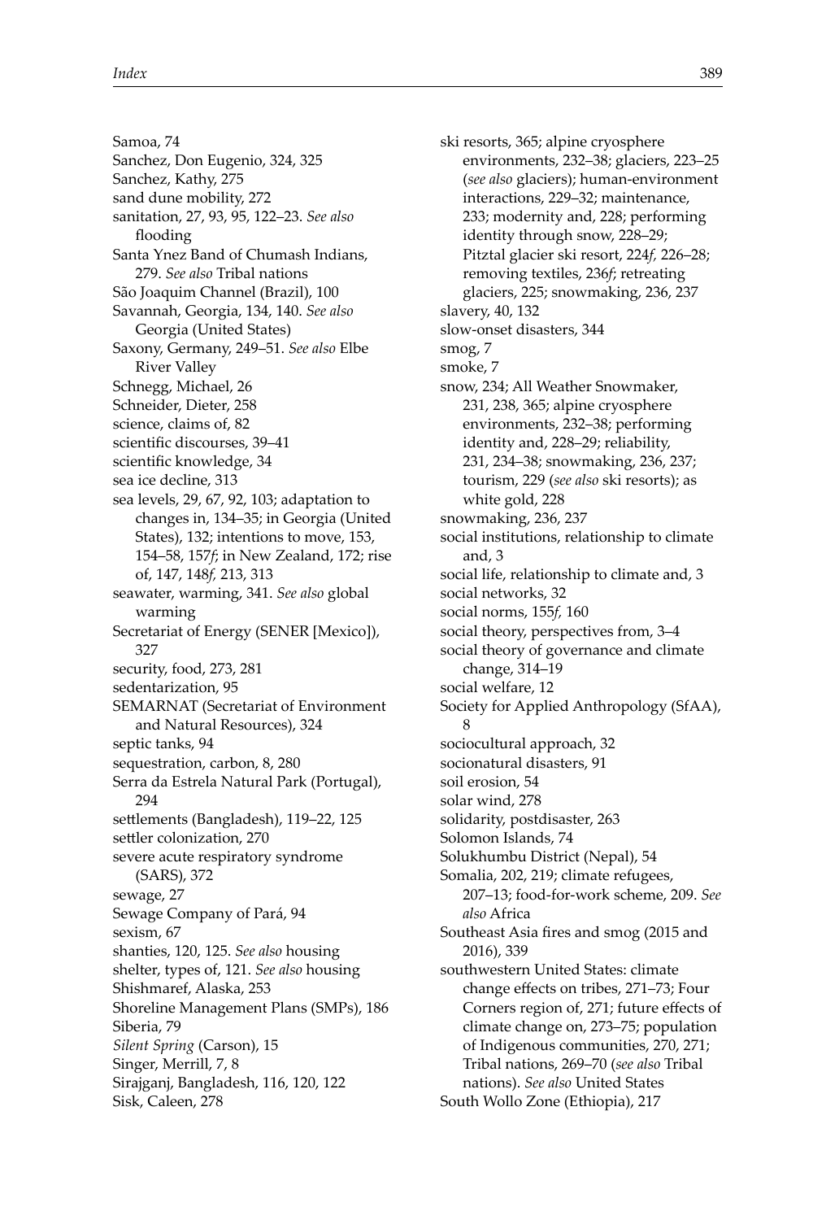Samoa, 74
Sanchez, Don Eugenio, 324, 325
Sanchez, Kathy, 275
sand dune mobility, 272
sanitation, 27, 93, 95, 122–23. *See also* flooding
Santa Ynez Band of Chumash Indians, 279. *See also* Tribal nations
São Joaquim Channel (Brazil), 100
Savannah, Georgia, 134, 140. *See also* Georgia (United States)
Saxony, Germany, 249–51. *See also* Elbe River Valley
Schnegg, Michael, 26
Schneider, Dieter, 258
science, claims of, 82
scientific discourses, 39–41
scientific knowledge, 34
sea ice decline, 313
sea levels, 29, 67, 92, 103; adaptation to changes in, 134–35; in Georgia (United States), 132; intentions to move, 153, 154–58, 157*f*; in New Zealand, 172; rise of, 147, 148*f*, 213, 313
seawater, warming, 341. *See also* global warming
Secretariat of Energy (SENER [Mexico]), 327
security, food, 273, 281
sedentarization, 95
SEMARNAT (Secretariat of Environment and Natural Resources), 324
septic tanks, 94
sequestration, carbon, 8, 280
Serra da Estrela Natural Park (Portugal), 294
settlements (Bangladesh), 119–22, 125
settler colonization, 270
severe acute respiratory syndrome (SARS), 372
sewage, 27
Sewage Company of Pará, 94
sexism, 67
shanties, 120, 125. *See also* housing
shelter, types of, 121. *See also* housing
Shishmaref, Alaska, 253
Shoreline Management Plans (SMPs), 186
Siberia, 79
*Silent Spring* (Carson), 15
Singer, Merrill, 7, 8
Sirajganj, Bangladesh, 116, 120, 122
Sisk, Caleen, 278
ski resorts, 365; alpine cryosphere environments, 232–38; glaciers, 223–25 (*see also* glaciers); human-environment interactions, 229–32; maintenance, 233; modernity and, 228; performing identity through snow, 228–29; Pitztal glacier ski resort, 224*f*, 226–28; removing textiles, 236*f*; retreating glaciers, 225; snowmaking, 236, 237
slavery, 40, 132
slow-onset disasters, 344
smog, 7
smoke, 7
snow, 234; All Weather Snowmaker, 231, 238, 365; alpine cryosphere environments, 232–38; performing identity and, 228–29; reliability, 231, 234–38; snowmaking, 236, 237; tourism, 229 (*see also* ski resorts); as white gold, 228
snowmaking, 236, 237
social institutions, relationship to climate and, 3
social life, relationship to climate and, 3
social networks, 32
social norms, 155*f*, 160
social theory, perspectives from, 3–4
social theory of governance and climate change, 314–19
social welfare, 12
Society for Applied Anthropology (SfAA), 8
sociocultural approach, 32
socionatural disasters, 91
soil erosion, 54
solar wind, 278
solidarity, postdisaster, 263
Solomon Islands, 74
Solukhumbu District (Nepal), 54
Somalia, 202, 219; climate refugees, 207–13; food-for-work scheme, 209. *See also* Africa
Southeast Asia fires and smog (2015 and 2016), 339
southwestern United States: climate change effects on tribes, 271–73; Four Corners region of, 271; future effects of climate change on, 273–75; population of Indigenous communities, 270, 271; Tribal nations, 269–70 (*see also* Tribal nations). *See also* United States
South Wollo Zone (Ethiopia), 217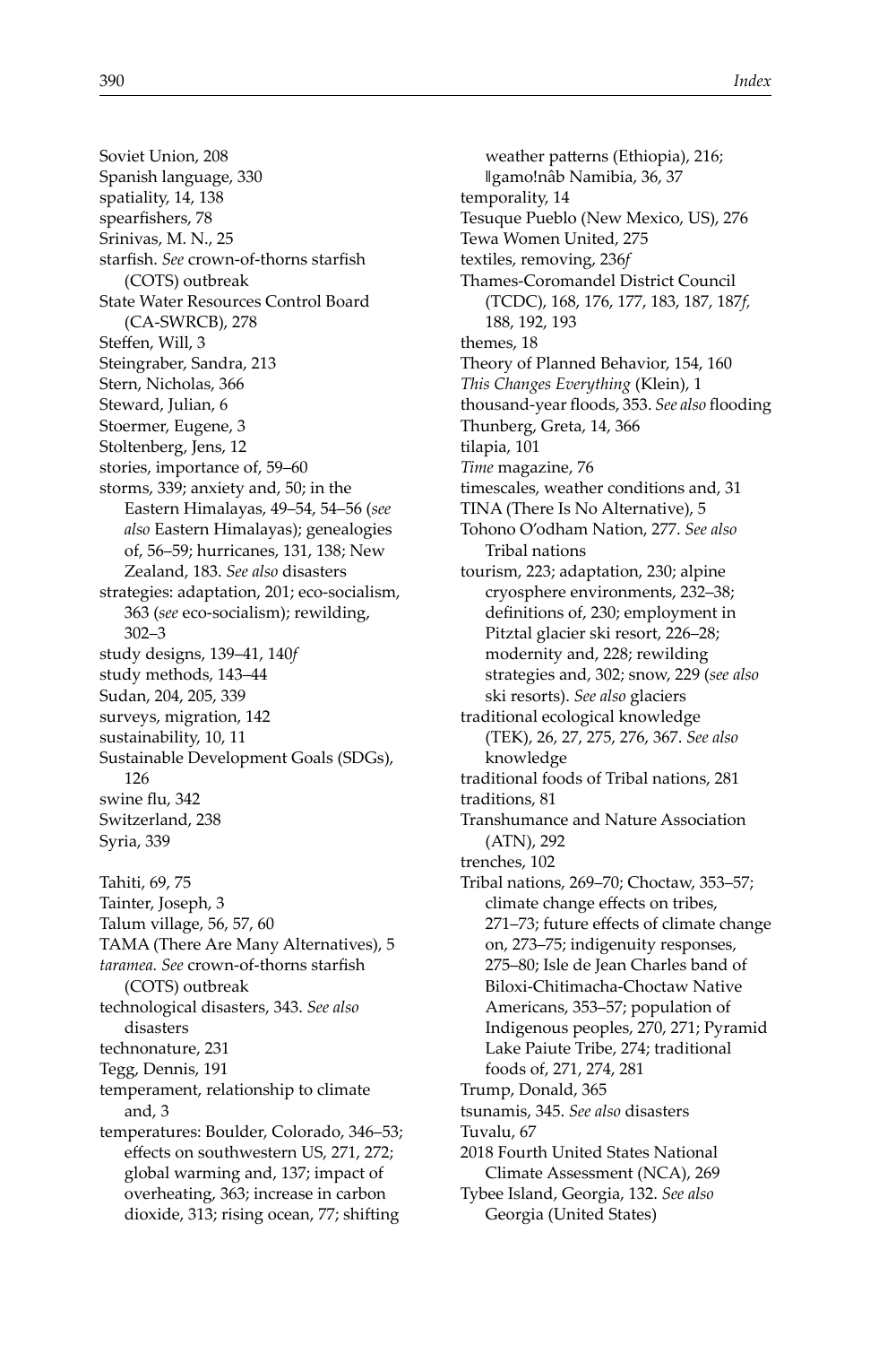Soviet Union, 208
Spanish language, 330
spatiality, 14, 138
spearfishers, 78
Srinivas, M. N., 25
starfish. *See* crown-of-thorns starfish (COTS) outbreak
State Water Resources Control Board (CA-SWRCB), 278
Steffen, Will, 3
Steingraber, Sandra, 213
Stern, Nicholas, 366
Steward, Julian, 6
Stoermer, Eugene, 3
Stoltenberg, Jens, 12
stories, importance of, 59–60
storms, 339; anxiety and, 50; in the Eastern Himalayas, 49–54, 54–56 (*see also* Eastern Himalayas); genealogies of, 56–59; hurricanes, 131, 138; New Zealand, 183. *See also* disasters
strategies: adaptation, 201; eco-socialism, 363 (*see* eco-socialism); rewilding, 302–3
study designs, 139–41, 140*f*
study methods, 143–44
Sudan, 204, 205, 339
surveys, migration, 142
sustainability, 10, 11
Sustainable Development Goals (SDGs), 126
swine flu, 342
Switzerland, 238
Syria, 339

Tahiti, 69, 75
Tainter, Joseph, 3
Talum village, 56, 57, 60
TAMA (There Are Many Alternatives), 5
*taramea. See* crown-of-thorns starfish (COTS) outbreak
technological disasters, 343. *See also* disasters
technonature, 231
Tegg, Dennis, 191
temperament, relationship to climate and, 3
temperatures: Boulder, Colorado, 346–53; effects on southwestern US, 271, 272; global warming and, 137; impact of overheating, 363; increase in carbon dioxide, 313; rising ocean, 77; shifting weather patterns (Ethiopia), 216; ǁgamo!nâb Namibia, 36, 37
temporality, 14
Tesuque Pueblo (New Mexico, US), 276
Tewa Women United, 275
textiles, removing, 236*f*
Thames-Coromandel District Council (TCDC), 168, 176, 177, 183, 187, 187*f*, 188, 192, 193
themes, 18
Theory of Planned Behavior, 154, 160
*This Changes Everything* (Klein), 1
thousand-year floods, 353. *See also* flooding
Thunberg, Greta, 14, 366
tilapia, 101
*Time* magazine, 76
timescales, weather conditions and, 31
TINA (There Is No Alternative), 5
Tohono O'odham Nation, 277. *See also* Tribal nations
tourism, 223; adaptation, 230; alpine cryosphere environments, 232–38; definitions of, 230; employment in Pitztal glacier ski resort, 226–28; modernity and, 228; rewilding strategies and, 302; snow, 229 (*see also* ski resorts). *See also* glaciers
traditional ecological knowledge (TEK), 26, 27, 275, 276, 367. *See also* knowledge
traditional foods of Tribal nations, 281
traditions, 81
Transhumance and Nature Association (ATN), 292
trenches, 102
Tribal nations, 269–70; Choctaw, 353–57; climate change effects on tribes, 271–73; future effects of climate change on, 273–75; indigenuity responses, 275–80; Isle de Jean Charles band of Biloxi-Chitimacha-Choctaw Native Americans, 353–57; population of Indigenous peoples, 270, 271; Pyramid Lake Paiute Tribe, 274; traditional foods of, 271, 274, 281
Trump, Donald, 365
tsunamis, 345. *See also* disasters
Tuvalu, 67
2018 Fourth United States National Climate Assessment (NCA), 269
Tybee Island, Georgia, 132. *See also* Georgia (United States)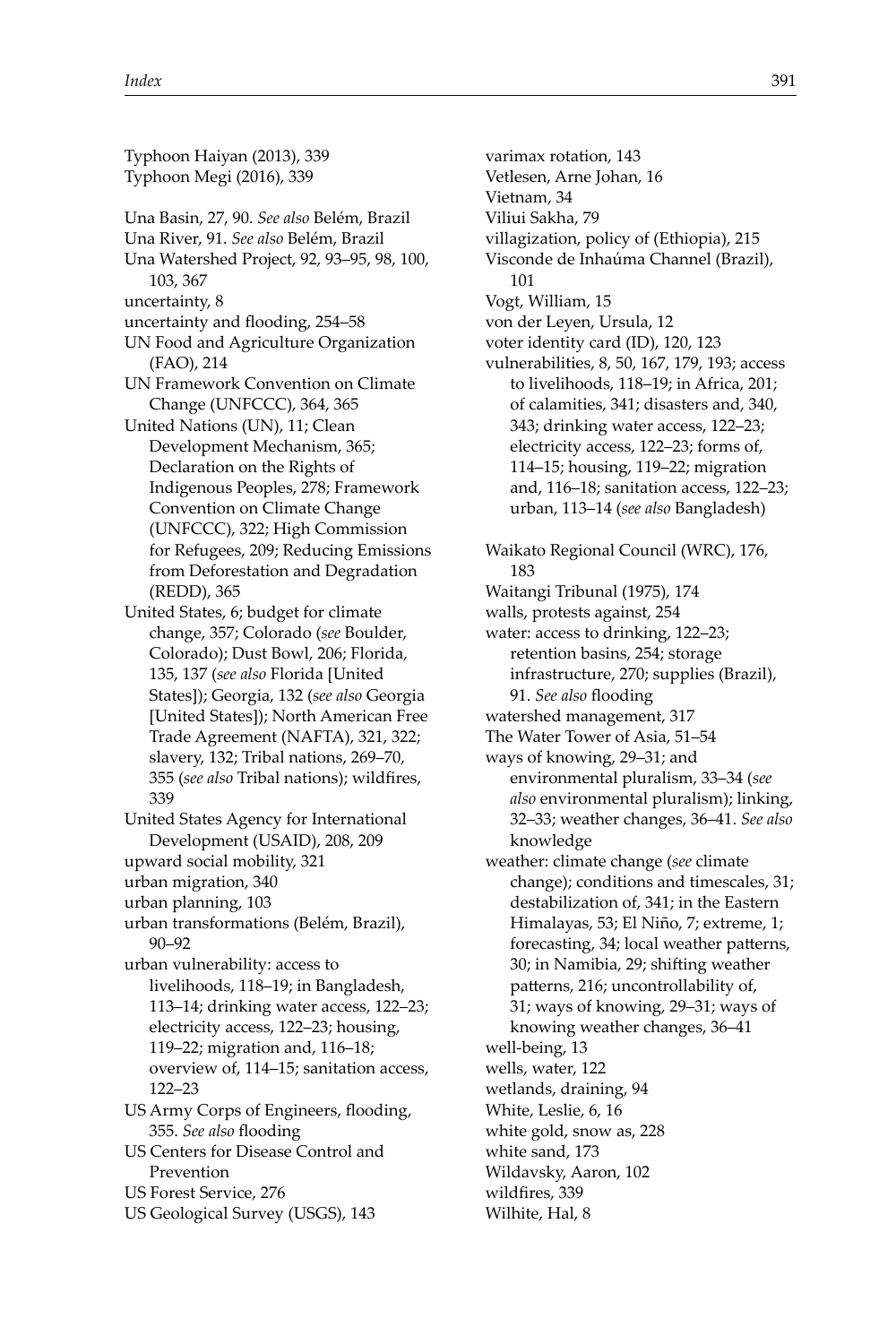Typhoon Haiyan (2013), 339
Typhoon Megi (2016), 339

Una Basin, 27, 90. *See also* Belém, Brazil
Una River, 91. *See also* Belém, Brazil
Una Watershed Project, 92, 93–95, 98, 100, 103, 367
uncertainty, 8
uncertainty and flooding, 254–58
UN Food and Agriculture Organization (FAO), 214
UN Framework Convention on Climate Change (UNFCCC), 364, 365
United Nations (UN), 11; Clean Development Mechanism, 365; Declaration on the Rights of Indigenous Peoples, 278; Framework Convention on Climate Change (UNFCCC), 322; High Commission for Refugees, 209; Reducing Emissions from Deforestation and Degradation (REDD), 365
United States, 6; budget for climate change, 357; Colorado (*see* Boulder, Colorado); Dust Bowl, 206; Florida, 135, 137 (*see also* Florida [United States]); Georgia, 132 (*see also* Georgia [United States]); North American Free Trade Agreement (NAFTA), 321, 322; slavery, 132; Tribal nations, 269–70, 355 (*see also* Tribal nations); wildfires, 339
United States Agency for International Development (USAID), 208, 209
upward social mobility, 321
urban migration, 340
urban planning, 103
urban transformations (Belém, Brazil), 90–92
urban vulnerability: access to livelihoods, 118–19; in Bangladesh, 113–14; drinking water access, 122–23; electricity access, 122–23; housing, 119–22; migration and, 116–18; overview of, 114–15; sanitation access, 122–23
US Army Corps of Engineers, flooding, 355. *See also* flooding
US Centers for Disease Control and Prevention
US Forest Service, 276
US Geological Survey (USGS), 143

varimax rotation, 143
Vetlesen, Arne Johan, 16
Vietnam, 34
Viliui Sakha, 79
villagization, policy of (Ethiopia), 215
Visconde de Inhaúma Channel (Brazil), 101
Vogt, William, 15
von der Leyen, Ursula, 12
voter identity card (ID), 120, 123
vulnerabilities, 8, 50, 167, 179, 193; access to livelihoods, 118–19; in Africa, 201; of calamities, 341; disasters and, 340, 343; drinking water access, 122–23; electricity access, 122–23; forms of, 114–15; housing, 119–22; migration and, 116–18; sanitation access, 122–23; urban, 113–14 (*see also* Bangladesh)

Waikato Regional Council (WRC), 176, 183
Waitangi Tribunal (1975), 174
walls, protests against, 254
water: access to drinking, 122–23; retention basins, 254; storage infrastructure, 270; supplies (Brazil), 91. *See also* flooding
watershed management, 317
The Water Tower of Asia, 51–54
ways of knowing, 29–31; and environmental pluralism, 33–34 (*see also* environmental pluralism); linking, 32–33; weather changes, 36–41. *See also* knowledge
weather: climate change (*see* climate change); conditions and timescales, 31; destabilization of, 341; in the Eastern Himalayas, 53; El Niño, 7; extreme, 1; forecasting, 34; local weather patterns, 30; in Namibia, 29; shifting weather patterns, 216; uncontrollability of, 31; ways of knowing, 29–31; ways of knowing weather changes, 36–41
well-being, 13
wells, water, 122
wetlands, draining, 94
White, Leslie, 6, 16
white gold, snow as, 228
white sand, 173
Wildavsky, Aaron, 102
wildfires, 339
Wilhite, Hal, 8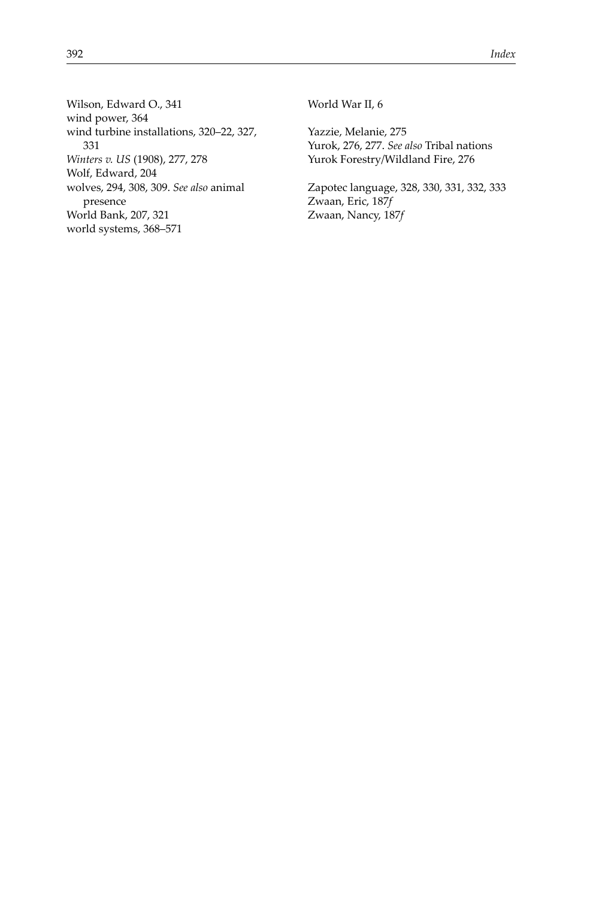Wilson, Edward O., 341
wind power, 364
wind turbine installations, 320–22, 327, 331
*Winters v. US* (1908), 277, 278
Wolf, Edward, 204
wolves, 294, 308, 309. *See also* animal presence
World Bank, 207, 321
world systems, 368–571
World War II, 6

Yazzie, Melanie, 275
Yurok, 276, 277. *See also* Tribal nations
Yurok Forestry/Wildland Fire, 276

Zapotec language, 328, 330, 331, 332, 333
Zwaan, Eric, 187*f*
Zwaan, Nancy, 187*f*